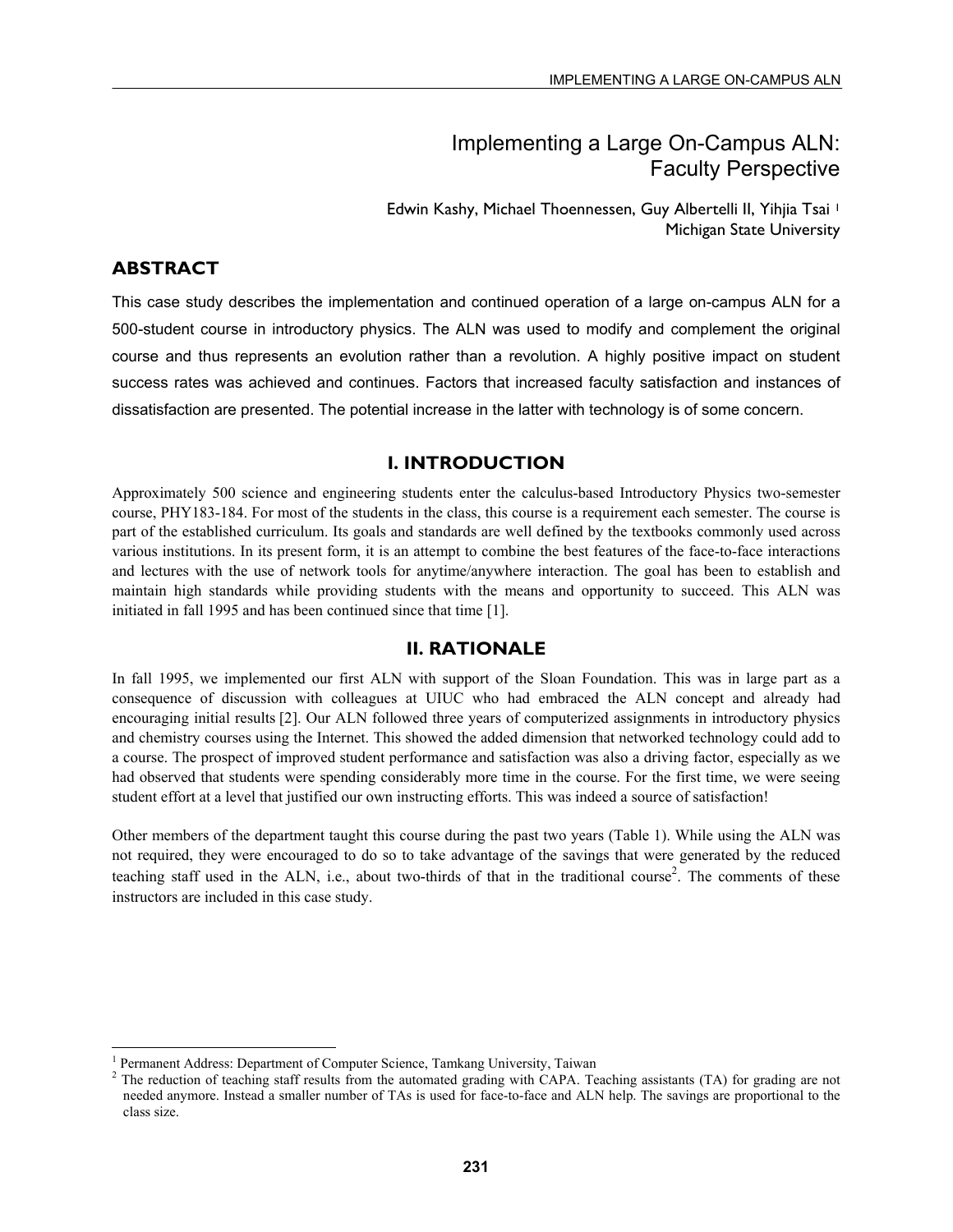# Implementing a Large On-Campus ALN: Faculty Perspective

Edwin Kashy, Michael Thoennessen, Guy Albertelli II, Yihjia Tsai [1]
Michigan State University

## ABSTRACT

This case study describes the implementation and continued operation of a large on-campus ALN for a 500-student course in introductory physics. The ALN was used to modify and complement the original course and thus represents an evolution rather than a revolution. A highly positive impact on student success rates was achieved and continues. Factors that increased faculty satisfaction and instances of dissatisfaction are presented. The potential increase in the latter with technology is of some concern.

## I. INTRODUCTION

Approximately 500 science and engineering students enter the calculus-based Introductory Physics two-semester course, PHY183-184. For most of the students in the class, this course is a requirement each semester. The course is part of the established curriculum. Its goals and standards are well defined by the textbooks commonly used across various institutions. In its present form, it is an attempt to combine the best features of the face-to-face interactions and lectures with the use of network tools for anytime/anywhere interaction. The goal has been to establish and maintain high standards while providing students with the means and opportunity to succeed. This ALN was initiated in fall 1995 and has been continued since that time [1].

## II. RATIONALE

In fall 1995, we implemented our first ALN with support of the Sloan Foundation. This was in large part as a consequence of discussion with colleagues at UIUC who had embraced the ALN concept and already had encouraging initial results [2]. Our ALN followed three years of computerized assignments in introductory physics and chemistry courses using the Internet. This showed the added dimension that networked technology could add to a course. The prospect of improved student performance and satisfaction was also a driving factor, especially as we had observed that students were spending considerably more time in the course. For the first time, we were seeing student effort at a level that justified our own instructing efforts. This was indeed a source of satisfaction!

Other members of the department taught this course during the past two years (Table 1). While using the ALN was not required, they were encouraged to do so to take advantage of the savings that were generated by the reduced teaching staff used in the ALN, i.e., about two-thirds of that in the traditional course[2]. The comments of these instructors are included in this case study.

---

[1] Permanent Address: Department of Computer Science, Tamkang University, Taiwan

[2] The reduction of teaching staff results from the automated grading with CAPA. Teaching assistants (TA) for grading are not needed anymore. Instead a smaller number of TAs is used for face-to-face and ALN help. The savings are proportional to the class size.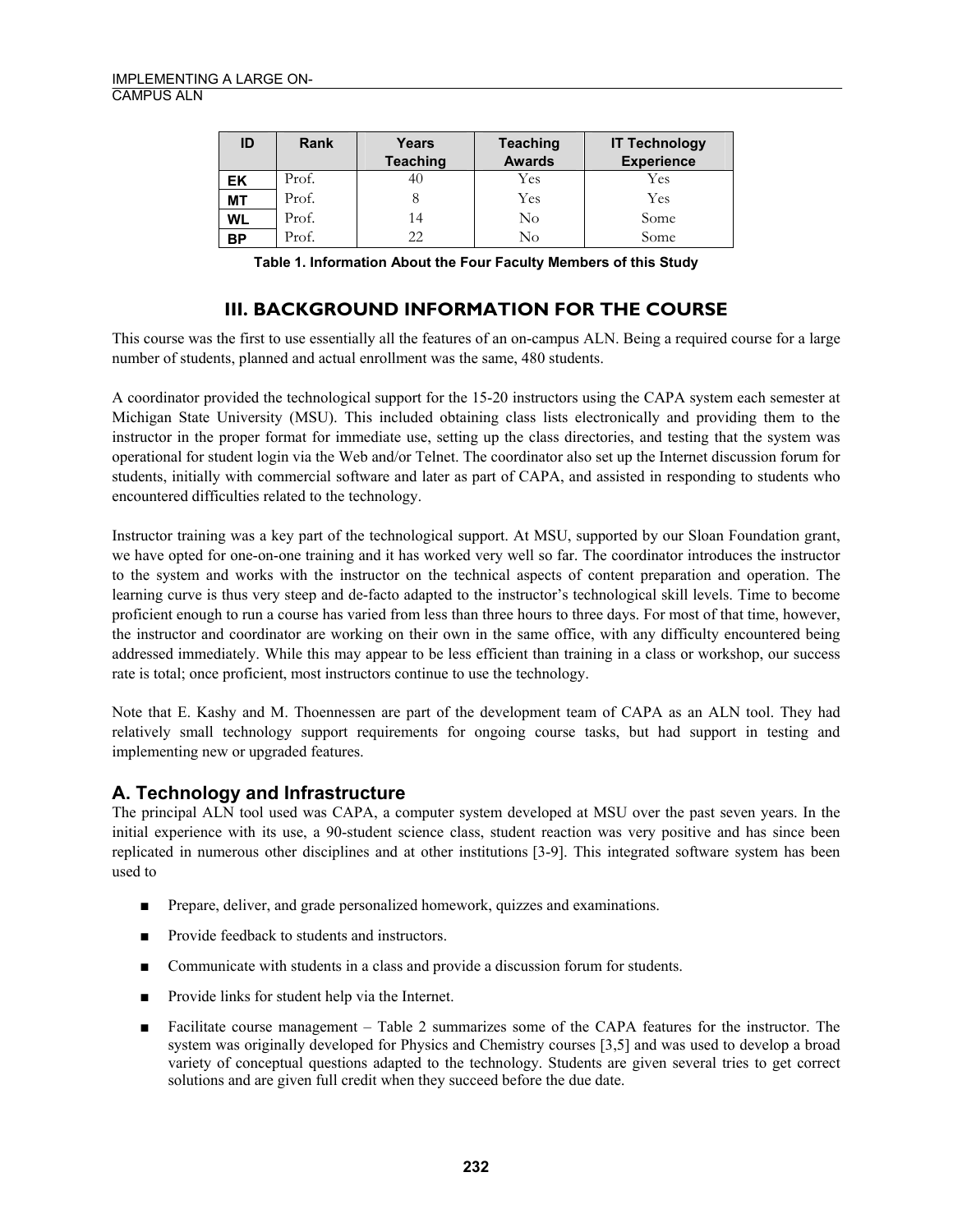| ID | Rank | Years Teaching | Teaching Awards | IT Technology Experience |
|---|---|---|---|---|
| **EK** | Prof. | 40 | Yes | Yes |
| **MT** | Prof. | 8 | Yes | Yes |
| **WL** | Prof. | 14 | No | Some |
| **BP** | Prof. | 22 | No | Some |

**Table 1. Information About the Four Faculty Members of this Study**

## III. BACKGROUND INFORMATION FOR THE COURSE

This course was the first to use essentially all the features of an on-campus ALN. Being a required course for a large number of students, planned and actual enrollment was the same, 480 students.

A coordinator provided the technological support for the 15-20 instructors using the CAPA system each semester at Michigan State University (MSU). This included obtaining class lists electronically and providing them to the instructor in the proper format for immediate use, setting up the class directories, and testing that the system was operational for student login via the Web and/or Telnet. The coordinator also set up the Internet discussion forum for students, initially with commercial software and later as part of CAPA, and assisted in responding to students who encountered difficulties related to the technology.

Instructor training was a key part of the technological support. At MSU, supported by our Sloan Foundation grant, we have opted for one-on-one training and it has worked very well so far. The coordinator introduces the instructor to the system and works with the instructor on the technical aspects of content preparation and operation. The learning curve is thus very steep and de-facto adapted to the instructor's technological skill levels. Time to become proficient enough to run a course has varied from less than three hours to three days. For most of that time, however, the instructor and coordinator are working on their own in the same office, with any difficulty encountered being addressed immediately. While this may appear to be less efficient than training in a class or workshop, our success rate is total; once proficient, most instructors continue to use the technology.

Note that E. Kashy and M. Thoennessen are part of the development team of CAPA as an ALN tool. They had relatively small technology support requirements for ongoing course tasks, but had support in testing and implementing new or upgraded features.

### A. Technology and Infrastructure

The principal ALN tool used was CAPA, a computer system developed at MSU over the past seven years. In the initial experience with its use, a 90-student science class, student reaction was very positive and has since been replicated in numerous other disciplines and at other institutions [3-9]. This integrated software system has been used to

- Prepare, deliver, and grade personalized homework, quizzes and examinations.
- Provide feedback to students and instructors.
- Communicate with students in a class and provide a discussion forum for students.
- Provide links for student help via the Internet.
- Facilitate course management – Table 2 summarizes some of the CAPA features for the instructor. The system was originally developed for Physics and Chemistry courses [3,5] and was used to develop a broad variety of conceptual questions adapted to the technology. Students are given several tries to get correct solutions and are given full credit when they succeed before the due date.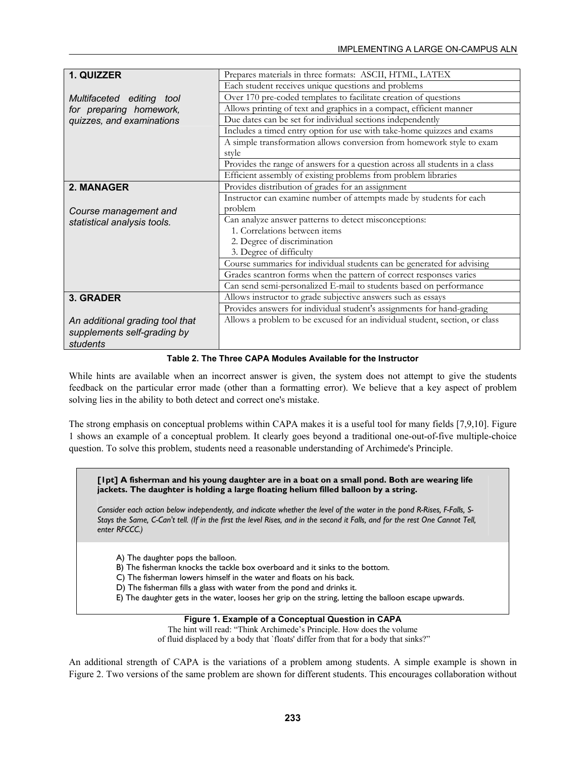| Module | Features |
|---|---|
| **1. QUIZZER**<br><br>*Multifaceted editing tool for preparing homework, quizzes, and examinations* | Prepares materials in three formats: ASCII, HTML, LATEX |
| | Each student receives unique questions and problems |
| | Over 170 pre-coded templates to facilitate creation of questions |
| | Allows printing of text and graphics in a compact, efficient manner |
| | Due dates can be set for individual sections independently |
| | Includes a timed entry option for use with take-home quizzes and exams |
| | A simple transformation allows conversion from homework style to exam style |
| | Provides the range of answers for a question across all students in a class |
| | Efficient assembly of existing problems from problem libraries |
| **2. MANAGER**<br><br>*Course management and statistical analysis tools.* | Provides distribution of grades for an assignment |
| | Instructor can examine number of attempts made by students for each problem |
| | Can analyze answer patterns to detect misconceptions:<br>1. Correlations between items<br>2. Degree of discrimination<br>3. Degree of difficulty |
| | Course summaries for individual students can be generated for advising |
| | Grades scantron forms when the pattern of correct responses varies |
| | Can send semi-personalized E-mail to students based on performance |
| **3. GRADER**<br><br>*An additional grading tool that supplements self-grading by students* | Allows instructor to grade subjective answers such as essays |
| | Provides answers for individual student's assignments for hand-grading |
| | Allows a problem to be excused for an individual student, section, or class |

**Table 2. The Three CAPA Modules Available for the Instructor**

While hints are available when an incorrect answer is given, the system does not attempt to give the students feedback on the particular error made (other than a formatting error). We believe that a key aspect of problem solving lies in the ability to both detect and correct one's mistake.

The strong emphasis on conceptual problems within CAPA makes it is a useful tool for many fields [7,9,10]. Figure 1 shows an example of a conceptual problem. It clearly goes beyond a traditional one-out-of-five multiple-choice question. To solve this problem, students need a reasonable understanding of Archimede's Principle.

> **[1pt] A fisherman and his young daughter are in a boat on a small pond. Both are wearing life jackets. The daughter is holding a large floating helium filled balloon by a string.**
>
> *Consider each action below independently, and indicate whether the level of the water in the pond R-Rises, F-Falls, S-Stays the Same, C-Can't tell. (If in the first the level Rises, and in the second it Falls, and for the rest One Cannot Tell, enter RFCCC.)*
>
> A) The daughter pops the balloon.
> B) The fisherman knocks the tackle box overboard and it sinks to the bottom.
> C) The fisherman lowers himself in the water and floats on his back.
> D) The fisherman fills a glass with water from the pond and drinks it.
> E) The daughter gets in the water, looses her grip on the string, letting the balloon escape upwards.

**Figure 1. Example of a Conceptual Question in CAPA**

The hint will read: "Think Archimede's Principle. How does the volume of fluid displaced by a body that `floats' differ from that for a body that sinks?"

An additional strength of CAPA is the variations of a problem among students. A simple example is shown in Figure 2. Two versions of the same problem are shown for different students. This encourages collaboration without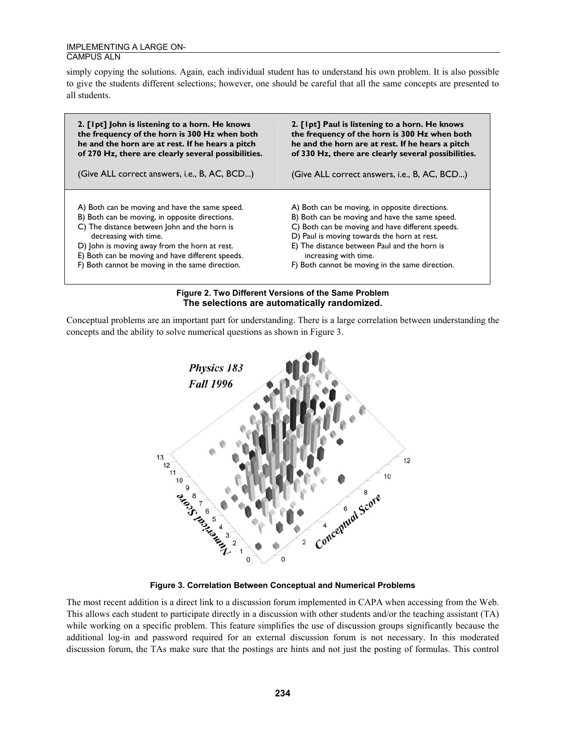simply copying the solutions. Again, each individual student has to understand his own problem. It is also possible to give the students different selections; however, one should be careful that all the same concepts are presented to all students.

| **2. [1pt] John is listening to a horn. He knows the frequency of the horn is 300 Hz when both he and the horn are at rest. If he hears a pitch of 270 Hz, there are clearly several possibilities.** (Give ALL correct answers, i.e., B, AC, BCD...) | **2. [1pt] Paul is listening to a horn. He knows the frequency of the horn is 300 Hz when both he and the horn are at rest. If he hears a pitch of 330 Hz, there are clearly several possibilities.** (Give ALL correct answers, i.e., B, AC, BCD...) |
|---|---|
| A) Both can be moving and have the same speed.<br>B) Both can be moving, in opposite directions.<br>C) The distance between John and the horn is decreasing with time.<br>D) John is moving away from the horn at rest.<br>E) Both can be moving and have different speeds.<br>F) Both cannot be moving in the same direction. | A) Both can be moving, in opposite directions.<br>B) Both can be moving and have the same speed.<br>C) Both can be moving and have different speeds.<br>D) Paul is moving towards the horn at rest.<br>E) The distance between Paul and the horn is increasing with time.<br>F) Both cannot be moving in the same direction. |

**Figure 2. Two Different Versions of the Same Problem**
**The selections are automatically randomized.**

Conceptual problems are an important part for understanding. There is a large correlation between understanding the concepts and the ability to solve numerical questions as shown in Figure 3.

**Figure 3. Correlation Between Conceptual and Numerical Problems**

The most recent addition is a direct link to a discussion forum implemented in CAPA when accessing from the Web. This allows each student to participate directly in a discussion with other students and/or the teaching assistant (TA) while working on a specific problem. This feature simplifies the use of discussion groups significantly because the additional log-in and password required for an external discussion forum is not necessary. In this moderated discussion forum, the TAs make sure that the postings are hints and not just the posting of formulas. This control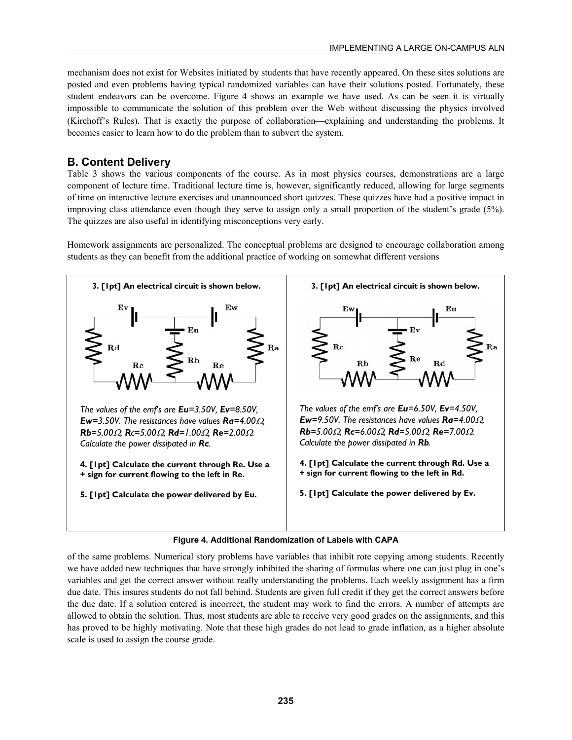mechanism does not exist for Websites initiated by students that have recently appeared. On these sites solutions are posted and even problems having typical randomized variables can have their solutions posted. Fortunately, these student endeavors can be overcome. Figure 4 shows an example we have used. As can be seen it is virtually impossible to communicate the solution of this problem over the Web without discussing the physics involved (Kirchoff's Rules). That is exactly the purpose of collaboration—explaining and understanding the problems. It becomes easier to learn how to do the problem than to subvert the system.

## B. Content Delivery

Table 3 shows the various components of the course. As in most physics courses, demonstrations are a large component of lecture time. Traditional lecture time is, however, significantly reduced, allowing for large segments of time on interactive lecture exercises and unannounced short quizzes. These quizzes have had a positive impact in improving class attendance even though they serve to assign only a small proportion of the student's grade (5%). The quizzes are also useful in identifying misconceptions very early.

Homework assignments are personalized. The conceptual problems are designed to encourage collaboration among students as they can benefit from the additional practice of working on somewhat different versions of the same problems. Numerical story problems have variables that inhibit rote copying among students. Recently we have added new techniques that have strongly inhibited the sharing of formulas where one can just plug in one's variables and get the correct answer without really understanding the problems. Each weekly assignment has a firm due date. This insures students do not fall behind. Students are given full credit if they get the correct answers before the due date. If a solution entered is incorrect, the student may work to find the errors. A number of attempts are allowed to obtain the solution. Thus, most students are able to receive very good grades on the assignments, and this has proved to be highly motivating. Note that these high grades do not lead to grade inflation, as a higher absolute scale is used to assign the course grade.

**3. [1pt] An electrical circuit is shown below.**

*The values of the emf's are **Eu=3.50V, Ev=8.50V, Ew=3.50V**. The resistances have values **Ra=4.00Ω, Rb=5.00Ω, Rc=5.00Ω, Rd=1.00Ω, Re=2.00Ω**. Calculate the power dissipated in **Rc**.*

**4. [1pt] Calculate the current through Re. Use a + sign for current flowing to the left in Re.**

**5. [1pt] Calculate the power delivered by Eu.**

**3. [1pt] An electrical circuit is shown below.**

*The values of the emf's are **Eu=6.50V, Ev=4.50V, Ew=9.50V**. The resistances have values **Ra=4.00Ω, Rb=5.00Ω, Rc=6.00Ω, Rd=5.00Ω, Re=7.00Ω**. Calculate the power dissipated in **Rb**.*

**4. [1pt] Calculate the current through Rd. Use a + sign for current flowing to the left in Rd.**

**5. [1pt] Calculate the power delivered by Ev.**

**Figure 4. Additional Randomization of Labels with CAPA**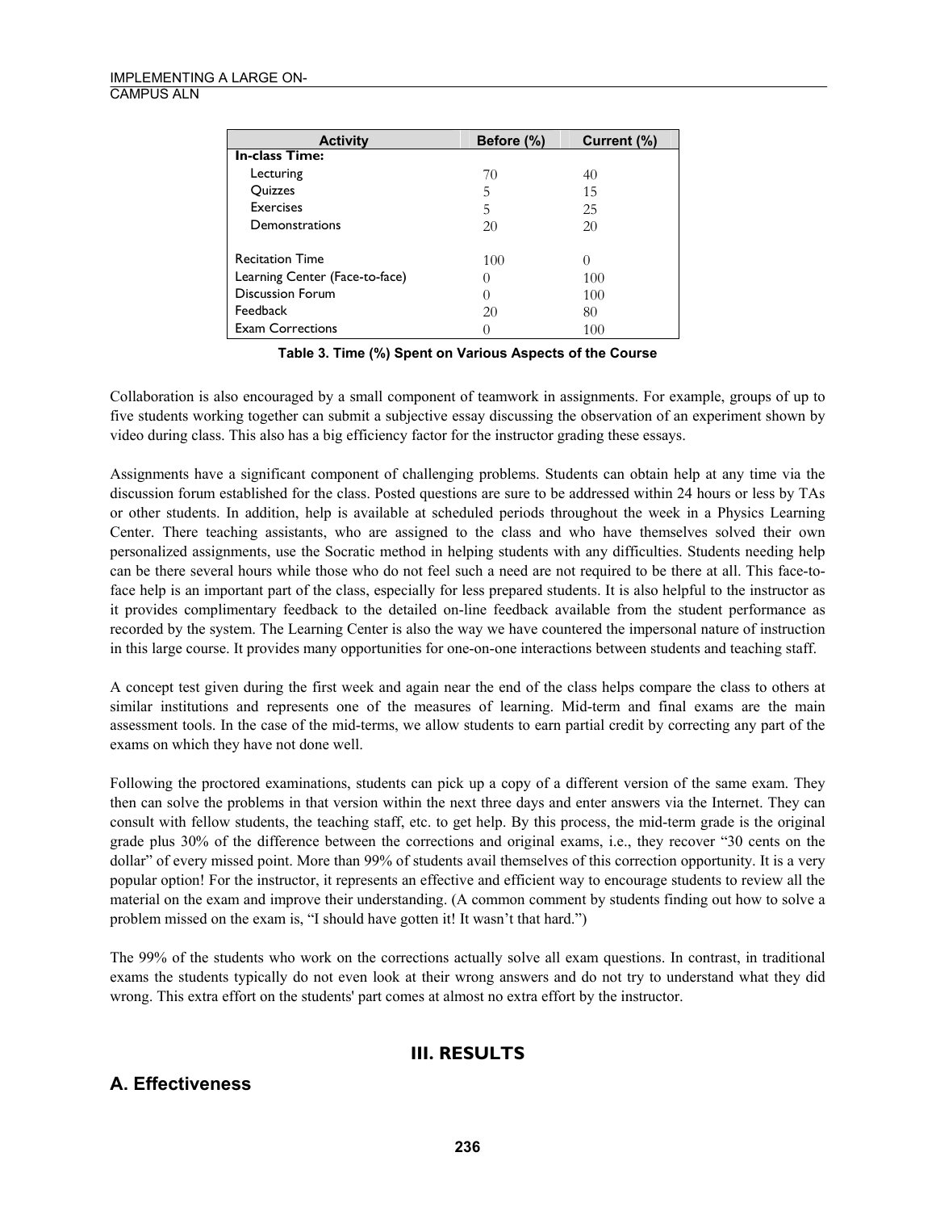| Activity | Before (%) | Current (%) |
| --- | --- | --- |
| **In-class Time:** | | |
| Lecturing | 70 | 40 |
| Quizzes | 5 | 15 |
| Exercises | 5 | 25 |
| Demonstrations | 20 | 20 |
| Recitation Time | 100 | 0 |
| Learning Center (Face-to-face) | 0 | 100 |
| Discussion Forum | 0 | 100 |
| Feedback | 20 | 80 |
| Exam Corrections | 0 | 100 |

**Table 3. Time (%) Spent on Various Aspects of the Course**

Collaboration is also encouraged by a small component of teamwork in assignments. For example, groups of up to five students working together can submit a subjective essay discussing the observation of an experiment shown by video during class. This also has a big efficiency factor for the instructor grading these essays.

Assignments have a significant component of challenging problems. Students can obtain help at any time via the discussion forum established for the class. Posted questions are sure to be addressed within 24 hours or less by TAs or other students. In addition, help is available at scheduled periods throughout the week in a Physics Learning Center. There teaching assistants, who are assigned to the class and who have themselves solved their own personalized assignments, use the Socratic method in helping students with any difficulties. Students needing help can be there several hours while those who do not feel such a need are not required to be there at all. This face-to-face help is an important part of the class, especially for less prepared students. It is also helpful to the instructor as it provides complimentary feedback to the detailed on-line feedback available from the student performance as recorded by the system. The Learning Center is also the way we have countered the impersonal nature of instruction in this large course. It provides many opportunities for one-on-one interactions between students and teaching staff.

A concept test given during the first week and again near the end of the class helps compare the class to others at similar institutions and represents one of the measures of learning. Mid-term and final exams are the main assessment tools. In the case of the mid-terms, we allow students to earn partial credit by correcting any part of the exams on which they have not done well.

Following the proctored examinations, students can pick up a copy of a different version of the same exam. They then can solve the problems in that version within the next three days and enter answers via the Internet. They can consult with fellow students, the teaching staff, etc. to get help. By this process, the mid-term grade is the original grade plus 30% of the difference between the corrections and original exams, i.e., they recover "30 cents on the dollar" of every missed point. More than 99% of students avail themselves of this correction opportunity. It is a very popular option! For the instructor, it represents an effective and efficient way to encourage students to review all the material on the exam and improve their understanding. (A common comment by students finding out how to solve a problem missed on the exam is, "I should have gotten it! It wasn't that hard.")

The 99% of the students who work on the corrections actually solve all exam questions. In contrast, in traditional exams the students typically do not even look at their wrong answers and do not try to understand what they did wrong. This extra effort on the students' part comes at almost no extra effort by the instructor.

## III. RESULTS

### A. Effectiveness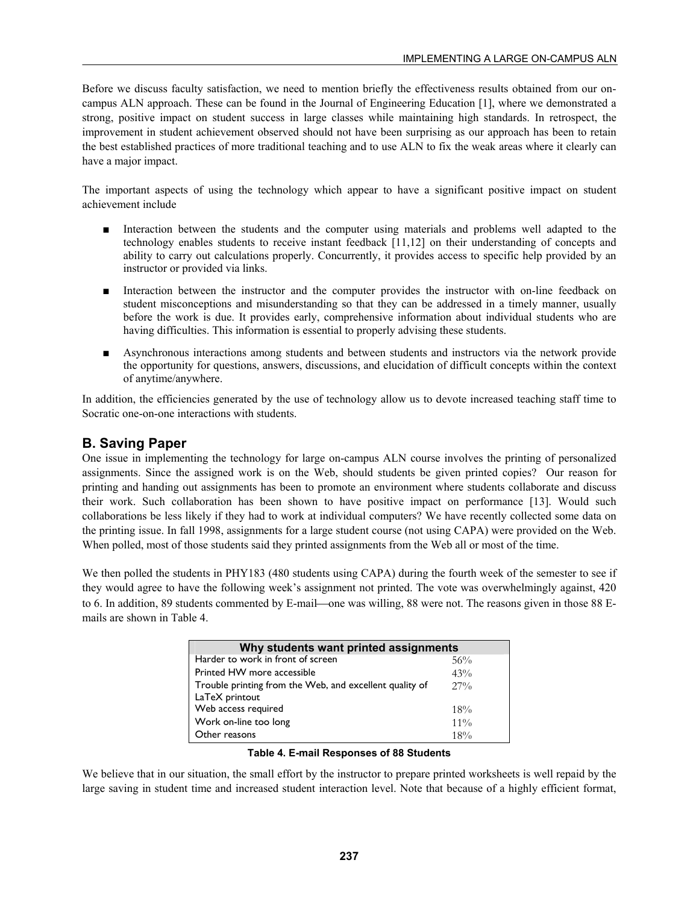Before we discuss faculty satisfaction, we need to mention briefly the effectiveness results obtained from our on-campus ALN approach. These can be found in the Journal of Engineering Education [1], where we demonstrated a strong, positive impact on student success in large classes while maintaining high standards. In retrospect, the improvement in student achievement observed should not have been surprising as our approach has been to retain the best established practices of more traditional teaching and to use ALN to fix the weak areas where it clearly can have a major impact.

The important aspects of using the technology which appear to have a significant positive impact on student achievement include

- Interaction between the students and the computer using materials and problems well adapted to the technology enables students to receive instant feedback [11,12] on their understanding of concepts and ability to carry out calculations properly. Concurrently, it provides access to specific help provided by an instructor or provided via links.
- Interaction between the instructor and the computer provides the instructor with on-line feedback on student misconceptions and misunderstanding so that they can be addressed in a timely manner, usually before the work is due. It provides early, comprehensive information about individual students who are having difficulties. This information is essential to properly advising these students.
- Asynchronous interactions among students and between students and instructors via the network provide the opportunity for questions, answers, discussions, and elucidation of difficult concepts within the context of anytime/anywhere.

In addition, the efficiencies generated by the use of technology allow us to devote increased teaching staff time to Socratic one-on-one interactions with students.

## B. Saving Paper

One issue in implementing the technology for large on-campus ALN course involves the printing of personalized assignments. Since the assigned work is on the Web, should students be given printed copies? Our reason for printing and handing out assignments has been to promote an environment where students collaborate and discuss their work. Such collaboration has been shown to have positive impact on performance [13]. Would such collaborations be less likely if they had to work at individual computers? We have recently collected some data on the printing issue. In fall 1998, assignments for a large student course (not using CAPA) were provided on the Web. When polled, most of those students said they printed assignments from the Web all or most of the time.

We then polled the students in PHY183 (480 students using CAPA) during the fourth week of the semester to see if they would agree to have the following week's assignment not printed. The vote was overwhelmingly against, 420 to 6. In addition, 89 students commented by E-mail—one was willing, 88 were not. The reasons given in those 88 E-mails are shown in Table 4.

| Why students want printed assignments | |
|---|---|
| Harder to work in front of screen | 56% |
| Printed HW more accessible | 43% |
| Trouble printing from the Web, and excellent quality of LaTeX printout | 27% |
| Web access required | 18% |
| Work on-line too long | 11% |
| Other reasons | 18% |

**Table 4. E-mail Responses of 88 Students**

We believe that in our situation, the small effort by the instructor to prepare printed worksheets is well repaid by the large saving in student time and increased student interaction level. Note that because of a highly efficient format,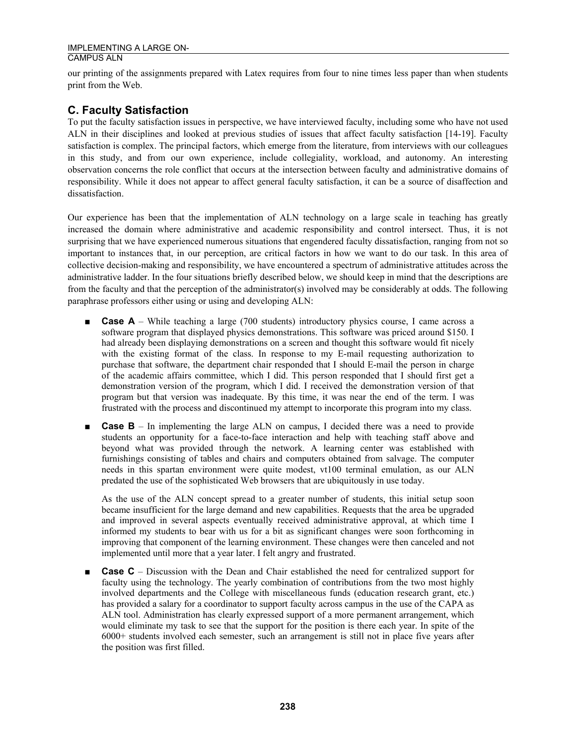our printing of the assignments prepared with Latex requires from four to nine times less paper than when students print from the Web.

## C. Faculty Satisfaction

To put the faculty satisfaction issues in perspective, we have interviewed faculty, including some who have not used ALN in their disciplines and looked at previous studies of issues that affect faculty satisfaction [14-19]. Faculty satisfaction is complex. The principal factors, which emerge from the literature, from interviews with our colleagues in this study, and from our own experience, include collegiality, workload, and autonomy. An interesting observation concerns the role conflict that occurs at the intersection between faculty and administrative domains of responsibility. While it does not appear to affect general faculty satisfaction, it can be a source of disaffection and dissatisfaction.

Our experience has been that the implementation of ALN technology on a large scale in teaching has greatly increased the domain where administrative and academic responsibility and control intersect. Thus, it is not surprising that we have experienced numerous situations that engendered faculty dissatisfaction, ranging from not so important to instances that, in our perception, are critical factors in how we want to do our task. In this area of collective decision-making and responsibility, we have encountered a spectrum of administrative attitudes across the administrative ladder. In the four situations briefly described below, we should keep in mind that the descriptions are from the faculty and that the perception of the administrator(s) involved may be considerably at odds. The following paraphrase professors either using or using and developing ALN:

- **Case A** – While teaching a large (700 students) introductory physics course, I came across a software program that displayed physics demonstrations. This software was priced around $150. I had already been displaying demonstrations on a screen and thought this software would fit nicely with the existing format of the class. In response to my E-mail requesting authorization to purchase that software, the department chair responded that I should E-mail the person in charge of the academic affairs committee, which I did. This person responded that I should first get a demonstration version of the program, which I did. I received the demonstration version of that program but that version was inadequate. By this time, it was near the end of the term. I was frustrated with the process and discontinued my attempt to incorporate this program into my class.

- **Case B** – In implementing the large ALN on campus, I decided there was a need to provide students an opportunity for a face-to-face interaction and help with teaching staff above and beyond what was provided through the network. A learning center was established with furnishings consisting of tables and chairs and computers obtained from salvage. The computer needs in this spartan environment were quite modest, vt100 terminal emulation, as our ALN predated the use of the sophisticated Web browsers that are ubiquitously in use today.

  As the use of the ALN concept spread to a greater number of students, this initial setup soon became insufficient for the large demand and new capabilities. Requests that the area be upgraded and improved in several aspects eventually received administrative approval, at which time I informed my students to bear with us for a bit as significant changes were soon forthcoming in improving that component of the learning environment. These changes were then canceled and not implemented until more that a year later. I felt angry and frustrated.

- **Case C** – Discussion with the Dean and Chair established the need for centralized support for faculty using the technology. The yearly combination of contributions from the two most highly involved departments and the College with miscellaneous funds (education research grant, etc.) has provided a salary for a coordinator to support faculty across campus in the use of the CAPA as ALN tool. Administration has clearly expressed support of a more permanent arrangement, which would eliminate my task to see that the support for the position is there each year. In spite of the 6000+ students involved each semester, such an arrangement is still not in place five years after the position was first filled.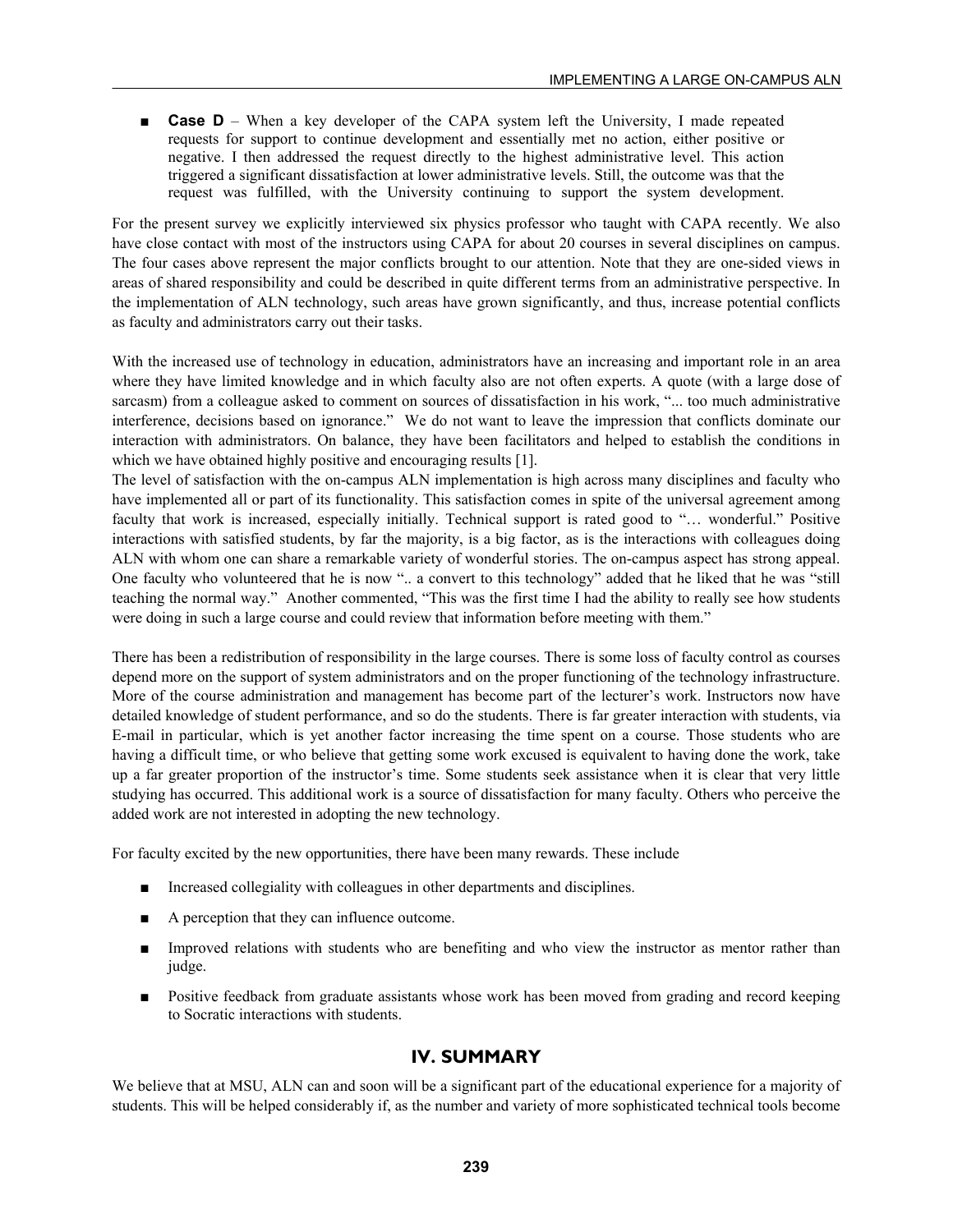- **Case D** – When a key developer of the CAPA system left the University, I made repeated requests for support to continue development and essentially met no action, either positive or negative. I then addressed the request directly to the highest administrative level. This action triggered a significant dissatisfaction at lower administrative levels. Still, the outcome was that the request was fulfilled, with the University continuing to support the system development.

For the present survey we explicitly interviewed six physics professor who taught with CAPA recently. We also have close contact with most of the instructors using CAPA for about 20 courses in several disciplines on campus. The four cases above represent the major conflicts brought to our attention. Note that they are one-sided views in areas of shared responsibility and could be described in quite different terms from an administrative perspective. In the implementation of ALN technology, such areas have grown significantly, and thus, increase potential conflicts as faculty and administrators carry out their tasks.

With the increased use of technology in education, administrators have an increasing and important role in an area where they have limited knowledge and in which faculty also are not often experts. A quote (with a large dose of sarcasm) from a colleague asked to comment on sources of dissatisfaction in his work, "... too much administrative interference, decisions based on ignorance." We do not want to leave the impression that conflicts dominate our interaction with administrators. On balance, they have been facilitators and helped to establish the conditions in which we have obtained highly positive and encouraging results [1].

The level of satisfaction with the on-campus ALN implementation is high across many disciplines and faculty who have implemented all or part of its functionality. This satisfaction comes in spite of the universal agreement among faculty that work is increased, especially initially. Technical support is rated good to "… wonderful." Positive interactions with satisfied students, by far the majority, is a big factor, as is the interactions with colleagues doing ALN with whom one can share a remarkable variety of wonderful stories. The on-campus aspect has strong appeal. One faculty who volunteered that he is now ".. a convert to this technology" added that he liked that he was "still teaching the normal way." Another commented, "This was the first time I had the ability to really see how students were doing in such a large course and could review that information before meeting with them."

There has been a redistribution of responsibility in the large courses. There is some loss of faculty control as courses depend more on the support of system administrators and on the proper functioning of the technology infrastructure. More of the course administration and management has become part of the lecturer's work. Instructors now have detailed knowledge of student performance, and so do the students. There is far greater interaction with students, via E-mail in particular, which is yet another factor increasing the time spent on a course. Those students who are having a difficult time, or who believe that getting some work excused is equivalent to having done the work, take up a far greater proportion of the instructor's time. Some students seek assistance when it is clear that very little studying has occurred. This additional work is a source of dissatisfaction for many faculty. Others who perceive the added work are not interested in adopting the new technology.

For faculty excited by the new opportunities, there have been many rewards. These include

- Increased collegiality with colleagues in other departments and disciplines.
- A perception that they can influence outcome.
- Improved relations with students who are benefiting and who view the instructor as mentor rather than judge.
- Positive feedback from graduate assistants whose work has been moved from grading and record keeping to Socratic interactions with students.

## IV. SUMMARY

We believe that at MSU, ALN can and soon will be a significant part of the educational experience for a majority of students. This will be helped considerably if, as the number and variety of more sophisticated technical tools become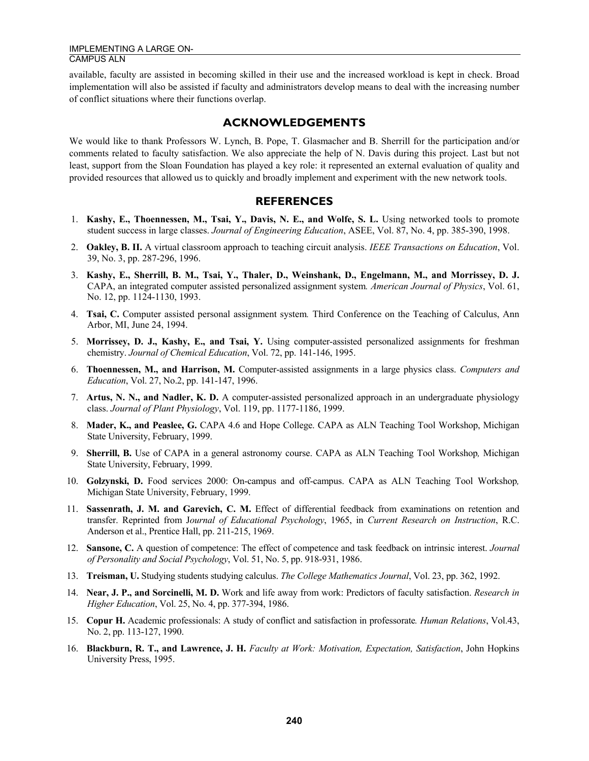available, faculty are assisted in becoming skilled in their use and the increased workload is kept in check. Broad implementation will also be assisted if faculty and administrators develop means to deal with the increasing number of conflict situations where their functions overlap.

## ACKNOWLEDGEMENTS

We would like to thank Professors W. Lynch, B. Pope, T. Glasmacher and B. Sherrill for the participation and/or comments related to faculty satisfaction. We also appreciate the help of N. Davis during this project. Last but not least, support from the Sloan Foundation has played a key role: it represented an external evaluation of quality and provided resources that allowed us to quickly and broadly implement and experiment with the new network tools.

## REFERENCES

1. **Kashy, E., Thoennessen, M., Tsai, Y., Davis, N. E., and Wolfe, S. L.** Using networked tools to promote student success in large classes. *Journal of Engineering Education*, ASEE, Vol. 87, No. 4, pp. 385-390, 1998.
2. **Oakley, B. II.** A virtual classroom approach to teaching circuit analysis. *IEEE Transactions on Education*, Vol. 39, No. 3, pp. 287-296, 1996.
3. **Kashy, E., Sherrill, B. M., Tsai, Y., Thaler, D., Weinshank, D., Engelmann, M., and Morrissey, D. J.** CAPA, an integrated computer assisted personalized assignment system*. American Journal of Physics*, Vol. 61, No. 12, pp. 1124-1130, 1993.
4. **Tsai, C.** Computer assisted personal assignment system*.* Third Conference on the Teaching of Calculus, Ann Arbor, MI, June 24, 1994.
5. **Morrissey, D. J., Kashy, E., and Tsai, Y.** Using computer-assisted personalized assignments for freshman chemistry. *Journal of Chemical Education*, Vol. 72, pp. 141-146, 1995.
6. **Thoennessen, M., and Harrison, M.** Computer-assisted assignments in a large physics class. *Computers and Education*, Vol. 27, No.2, pp. 141-147, 1996.
7. **Artus, N. N., and Nadler, K. D.** A computer-assisted personalized approach in an undergraduate physiology class. *Journal of Plant Physiology*, Vol. 119, pp. 1177-1186, 1999.
8. **Mader, K., and Peaslee, G.** CAPA 4.6 and Hope College. CAPA as ALN Teaching Tool Workshop, Michigan State University, February, 1999.
9. **Sherrill, B.** Use of CAPA in a general astronomy course. CAPA as ALN Teaching Tool Workshop*,* Michigan State University, February, 1999.
10. **Golzynski, D.** Food services 2000: On-campus and off-campus. CAPA as ALN Teaching Tool Workshop*,* Michigan State University, February, 1999.
11. **Sassenrath, J. M. and Garevich, C. M.** Effect of differential feedback from examinations on retention and transfer. Reprinted from J*ournal of Educational Psychology*, 1965, in *Current Research on Instruction*, R.C. Anderson et al., Prentice Hall, pp. 211-215, 1969.
12. **Sansone, C.** A question of competence: The effect of competence and task feedback on intrinsic interest. *Journal of Personality and Social Psychology*, Vol. 51, No. 5, pp. 918-931, 1986.
13. **Treisman, U.** Studying students studying calculus. *The College Mathematics Journal*, Vol. 23, pp. 362, 1992.
14. **Near, J. P., and Sorcinelli, M. D.** Work and life away from work: Predictors of faculty satisfaction. *Research in Higher Education*, Vol. 25, No. 4, pp. 377-394, 1986.
15. **Copur H.** Academic professionals: A study of conflict and satisfaction in professorate*. Human Relations*, Vol.43, No. 2, pp. 113-127, 1990.
16. **Blackburn, R. T., and Lawrence, J. H.** *Faculty at Work: Motivation, Expectation, Satisfaction*, John Hopkins University Press, 1995.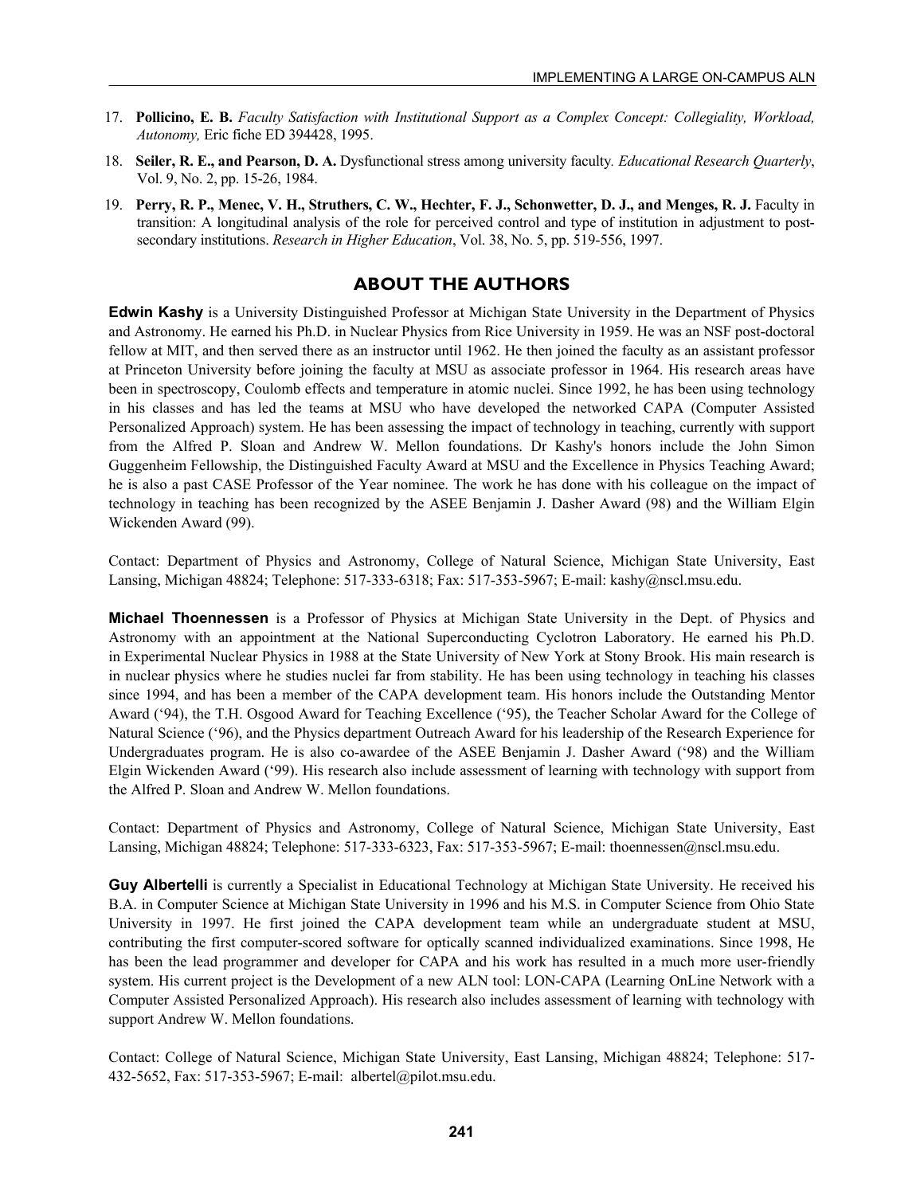17. **Pollicino, E. B.** *Faculty Satisfaction with Institutional Support as a Complex Concept: Collegiality, Workload, Autonomy,* Eric fiche ED 394428, 1995.
18. **Seiler, R. E., and Pearson, D. A.** Dysfunctional stress among university faculty. *Educational Research Quarterly*, Vol. 9, No. 2, pp. 15-26, 1984.
19. **Perry, R. P., Menec, V. H., Struthers, C. W., Hechter, F. J., Schonwetter, D. J., and Menges, R. J.** Faculty in transition: A longitudinal analysis of the role for perceived control and type of institution in adjustment to post-secondary institutions. *Research in Higher Education*, Vol. 38, No. 5, pp. 519-556, 1997.

## ABOUT THE AUTHORS

**Edwin Kashy** is a University Distinguished Professor at Michigan State University in the Department of Physics and Astronomy. He earned his Ph.D. in Nuclear Physics from Rice University in 1959. He was an NSF post-doctoral fellow at MIT, and then served there as an instructor until 1962. He then joined the faculty as an assistant professor at Princeton University before joining the faculty at MSU as associate professor in 1964. His research areas have been in spectroscopy, Coulomb effects and temperature in atomic nuclei. Since 1992, he has been using technology in his classes and has led the teams at MSU who have developed the networked CAPA (Computer Assisted Personalized Approach) system. He has been assessing the impact of technology in teaching, currently with support from the Alfred P. Sloan and Andrew W. Mellon foundations. Dr Kashy's honors include the John Simon Guggenheim Fellowship, the Distinguished Faculty Award at MSU and the Excellence in Physics Teaching Award; he is also a past CASE Professor of the Year nominee. The work he has done with his colleague on the impact of technology in teaching has been recognized by the ASEE Benjamin J. Dasher Award (98) and the William Elgin Wickenden Award (99).

Contact: Department of Physics and Astronomy, College of Natural Science, Michigan State University, East Lansing, Michigan 48824; Telephone: 517-333-6318; Fax: 517-353-5967; E-mail: kashy@nscl.msu.edu.

**Michael Thoennessen** is a Professor of Physics at Michigan State University in the Dept. of Physics and Astronomy with an appointment at the National Superconducting Cyclotron Laboratory. He earned his Ph.D. in Experimental Nuclear Physics in 1988 at the State University of New York at Stony Brook. His main research is in nuclear physics where he studies nuclei far from stability. He has been using technology in teaching his classes since 1994, and has been a member of the CAPA development team. His honors include the Outstanding Mentor Award ('94), the T.H. Osgood Award for Teaching Excellence ('95), the Teacher Scholar Award for the College of Natural Science ('96), and the Physics department Outreach Award for his leadership of the Research Experience for Undergraduates program. He is also co-awardee of the ASEE Benjamin J. Dasher Award ('98) and the William Elgin Wickenden Award ('99). His research also include assessment of learning with technology with support from the Alfred P. Sloan and Andrew W. Mellon foundations.

Contact: Department of Physics and Astronomy, College of Natural Science, Michigan State University, East Lansing, Michigan 48824; Telephone: 517-333-6323, Fax: 517-353-5967; E-mail: thoennessen@nscl.msu.edu.

**Guy Albertelli** is currently a Specialist in Educational Technology at Michigan State University. He received his B.A. in Computer Science at Michigan State University in 1996 and his M.S. in Computer Science from Ohio State University in 1997. He first joined the CAPA development team while an undergraduate student at MSU, contributing the first computer-scored software for optically scanned individualized examinations. Since 1998, He has been the lead programmer and developer for CAPA and his work has resulted in a much more user-friendly system. His current project is the Development of a new ALN tool: LON-CAPA (Learning OnLine Network with a Computer Assisted Personalized Approach). His research also includes assessment of learning with technology with support Andrew W. Mellon foundations.

Contact: College of Natural Science, Michigan State University, East Lansing, Michigan 48824; Telephone: 517-432-5652, Fax: 517-353-5967; E-mail: albertel@pilot.msu.edu.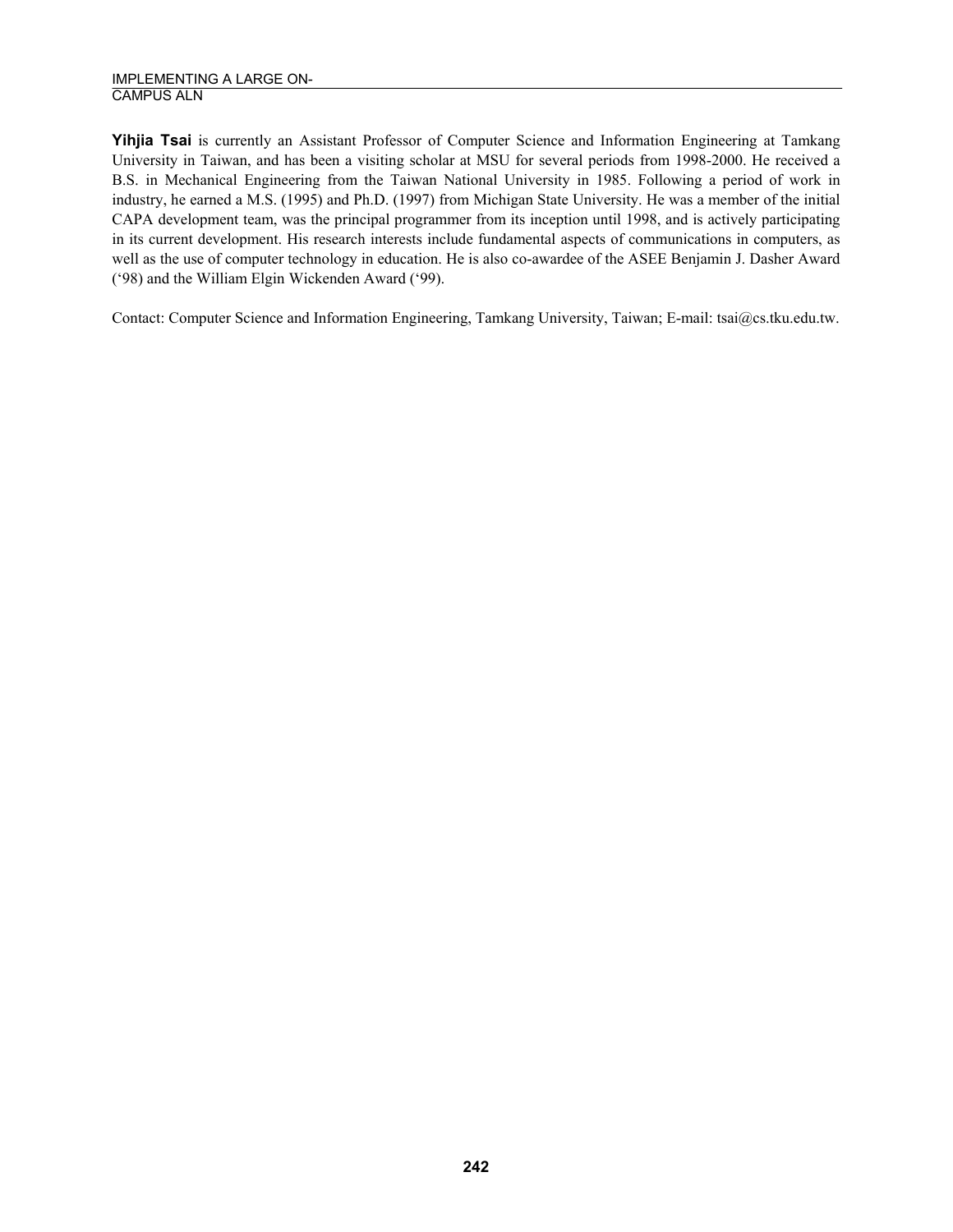**Yihjia Tsai** is currently an Assistant Professor of Computer Science and Information Engineering at Tamkang University in Taiwan, and has been a visiting scholar at MSU for several periods from 1998-2000. He received a B.S. in Mechanical Engineering from the Taiwan National University in 1985. Following a period of work in industry, he earned a M.S. (1995) and Ph.D. (1997) from Michigan State University. He was a member of the initial CAPA development team, was the principal programmer from its inception until 1998, and is actively participating in its current development. His research interests include fundamental aspects of communications in computers, as well as the use of computer technology in education. He is also co-awardee of the ASEE Benjamin J. Dasher Award (‘98) and the William Elgin Wickenden Award (‘99).

Contact: Computer Science and Information Engineering, Tamkang University, Taiwan; E-mail: tsai@cs.tku.edu.tw.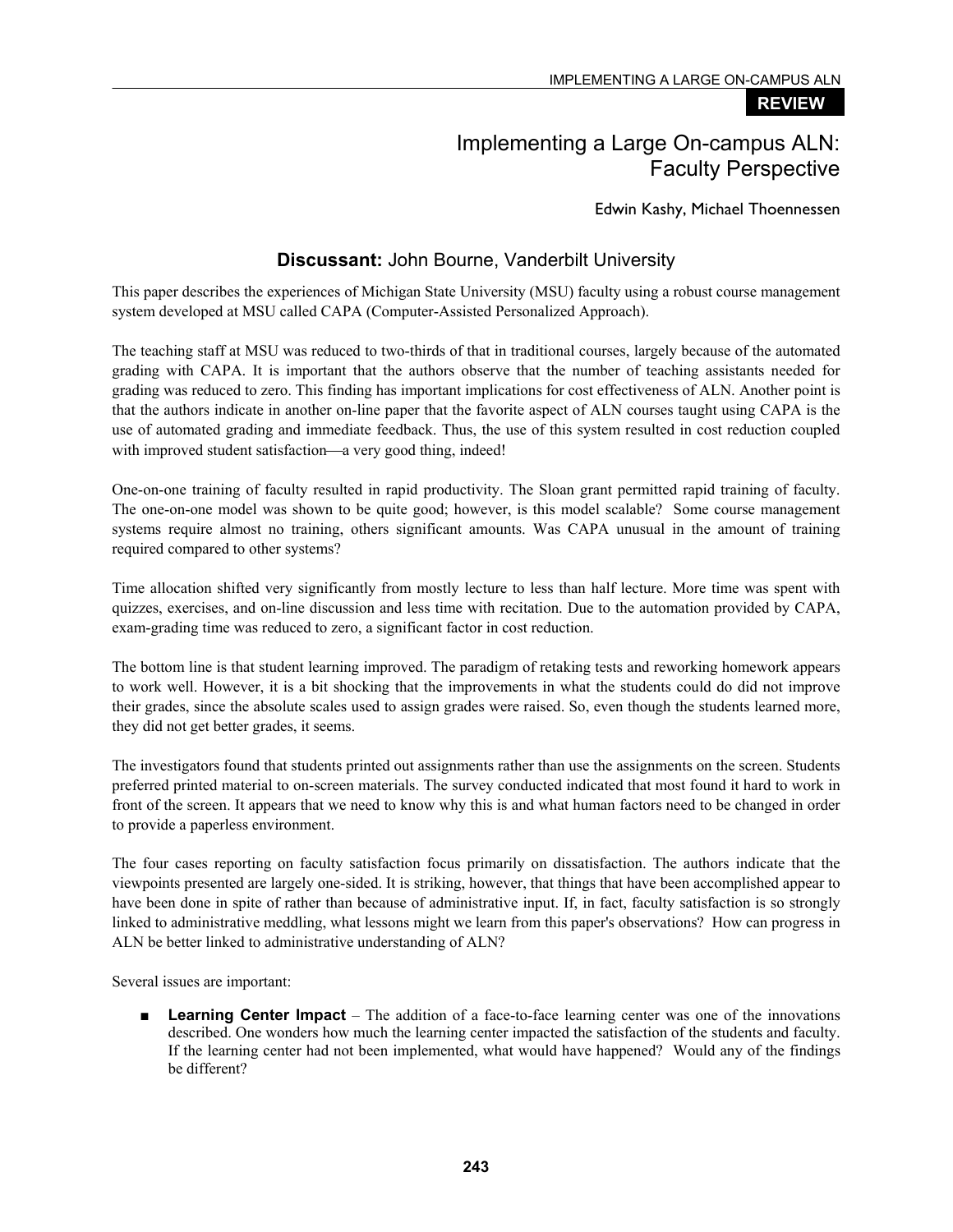**REVIEW**

# Implementing a Large On-campus ALN: Faculty Perspective

Edwin Kashy, Michael Thoennessen

## **Discussant:** John Bourne, Vanderbilt University

This paper describes the experiences of Michigan State University (MSU) faculty using a robust course management system developed at MSU called CAPA (Computer-Assisted Personalized Approach).

The teaching staff at MSU was reduced to two-thirds of that in traditional courses, largely because of the automated grading with CAPA. It is important that the authors observe that the number of teaching assistants needed for grading was reduced to zero. This finding has important implications for cost effectiveness of ALN. Another point is that the authors indicate in another on-line paper that the favorite aspect of ALN courses taught using CAPA is the use of automated grading and immediate feedback. Thus, the use of this system resulted in cost reduction coupled with improved student satisfaction—a very good thing, indeed!

One-on-one training of faculty resulted in rapid productivity. The Sloan grant permitted rapid training of faculty. The one-on-one model was shown to be quite good; however, is this model scalable? Some course management systems require almost no training, others significant amounts. Was CAPA unusual in the amount of training required compared to other systems?

Time allocation shifted very significantly from mostly lecture to less than half lecture. More time was spent with quizzes, exercises, and on-line discussion and less time with recitation. Due to the automation provided by CAPA, exam-grading time was reduced to zero, a significant factor in cost reduction.

The bottom line is that student learning improved. The paradigm of retaking tests and reworking homework appears to work well. However, it is a bit shocking that the improvements in what the students could do did not improve their grades, since the absolute scales used to assign grades were raised. So, even though the students learned more, they did not get better grades, it seems.

The investigators found that students printed out assignments rather than use the assignments on the screen. Students preferred printed material to on-screen materials. The survey conducted indicated that most found it hard to work in front of the screen. It appears that we need to know why this is and what human factors need to be changed in order to provide a paperless environment.

The four cases reporting on faculty satisfaction focus primarily on dissatisfaction. The authors indicate that the viewpoints presented are largely one-sided. It is striking, however, that things that have been accomplished appear to have been done in spite of rather than because of administrative input. If, in fact, faculty satisfaction is so strongly linked to administrative meddling, what lessons might we learn from this paper's observations? How can progress in ALN be better linked to administrative understanding of ALN?

Several issues are important:

- **Learning Center Impact** – The addition of a face-to-face learning center was one of the innovations described. One wonders how much the learning center impacted the satisfaction of the students and faculty. If the learning center had not been implemented, what would have happened? Would any of the findings be different?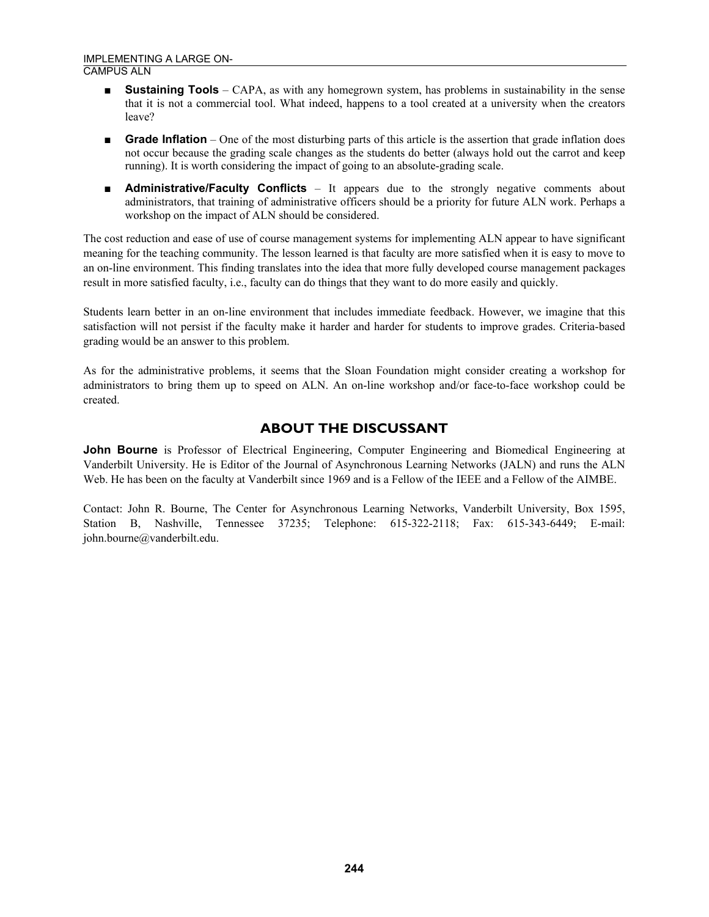- **Sustaining Tools** – CAPA, as with any homegrown system, has problems in sustainability in the sense that it is not a commercial tool. What indeed, happens to a tool created at a university when the creators leave?
- **Grade Inflation** – One of the most disturbing parts of this article is the assertion that grade inflation does not occur because the grading scale changes as the students do better (always hold out the carrot and keep running). It is worth considering the impact of going to an absolute-grading scale.
- **Administrative/Faculty Conflicts** – It appears due to the strongly negative comments about administrators, that training of administrative officers should be a priority for future ALN work. Perhaps a workshop on the impact of ALN should be considered.

The cost reduction and ease of use of course management systems for implementing ALN appear to have significant meaning for the teaching community. The lesson learned is that faculty are more satisfied when it is easy to move to an on-line environment. This finding translates into the idea that more fully developed course management packages result in more satisfied faculty, i.e., faculty can do things that they want to do more easily and quickly.

Students learn better in an on-line environment that includes immediate feedback. However, we imagine that this satisfaction will not persist if the faculty make it harder and harder for students to improve grades. Criteria-based grading would be an answer to this problem.

As for the administrative problems, it seems that the Sloan Foundation might consider creating a workshop for administrators to bring them up to speed on ALN. An on-line workshop and/or face-to-face workshop could be created.

## ABOUT THE DISCUSSANT

**John Bourne** is Professor of Electrical Engineering, Computer Engineering and Biomedical Engineering at Vanderbilt University. He is Editor of the Journal of Asynchronous Learning Networks (JALN) and runs the ALN Web. He has been on the faculty at Vanderbilt since 1969 and is a Fellow of the IEEE and a Fellow of the AIMBE.

Contact: John R. Bourne, The Center for Asynchronous Learning Networks, Vanderbilt University, Box 1595, Station B, Nashville, Tennessee 37235; Telephone: 615-322-2118; Fax: 615-343-6449; E-mail: john.bourne@vanderbilt.edu.